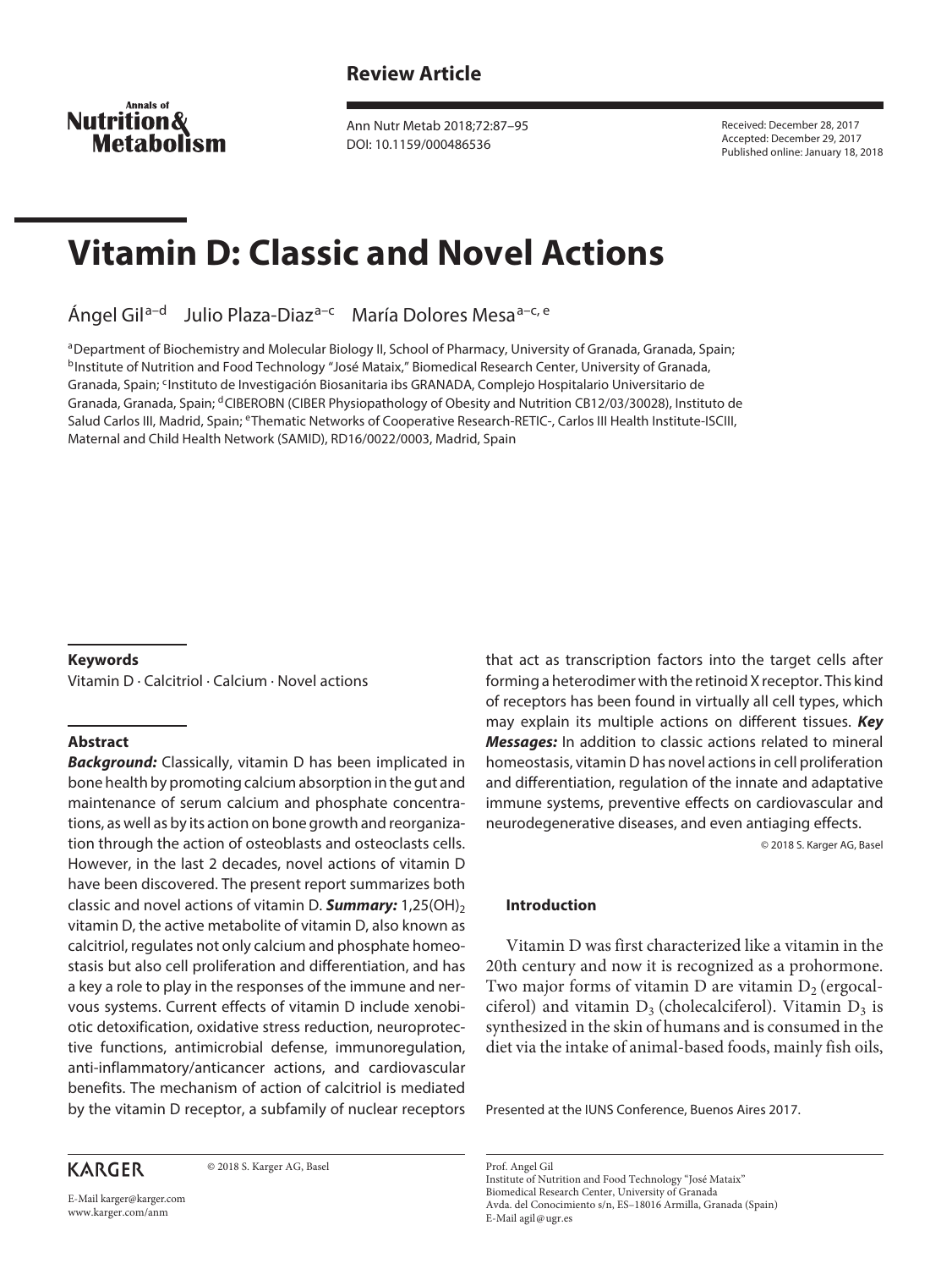**Review Article**

Received: December 28, 2017
Accepted: December 29, 2017
Published online: January 18, 2018

# Vitamin D: Classic and Novel Actions

Ángel Gil[a–d] Julio Plaza-Diaz[a–c] María Dolores Mesa[a–c, e]

[a]Department of Biochemistry and Molecular Biology II, School of Pharmacy, University of Granada, Granada, Spain; [b]Institute of Nutrition and Food Technology "José Mataix," Biomedical Research Center, University of Granada, Granada, Spain; [c]Instituto de Investigación Biosanitaria ibs GRANADA, Complejo Hospitalario Universitario de Granada, Granada, Spain; [d]CIBEROBN (CIBER Physiopathology of Obesity and Nutrition CB12/03/30028), Instituto de Salud Carlos III, Madrid, Spain; [e]Thematic Networks of Cooperative Research-RETIC-, Carlos III Health Institute-ISCIII, Maternal and Child Health Network (SAMID), RD16/0022/0003, Madrid, Spain

### Keywords

Vitamin D · Calcitriol · Calcium · Novel actions

### Abstract

***Background:*** Classically, vitamin D has been implicated in bone health by promoting calcium absorption in the gut and maintenance of serum calcium and phosphate concentrations, as well as by its action on bone growth and reorganization through the action of osteoblasts and osteoclasts cells. However, in the last 2 decades, novel actions of vitamin D have been discovered. The present report summarizes both classic and novel actions of vitamin D. ***Summary:*** $1,25(OH)_2$ vitamin D, the active metabolite of vitamin D, also known as calcitriol, regulates not only calcium and phosphate homeostasis but also cell proliferation and differentiation, and has a key a role to play in the responses of the immune and nervous systems. Current effects of vitamin D include xenobiotic detoxification, oxidative stress reduction, neuroprotective functions, antimicrobial defense, immunoregulation, anti-inflammatory/anticancer actions, and cardiovascular benefits. The mechanism of action of calcitriol is mediated by the vitamin D receptor, a subfamily of nuclear receptors that act as transcription factors into the target cells after forming a heterodimer with the retinoid X receptor. This kind of receptors has been found in virtually all cell types, which may explain its multiple actions on different tissues. ***Key Messages:*** In addition to classic actions related to mineral homeostasis, vitamin D has novel actions in cell proliferation and differentiation, regulation of the innate and adaptative immune systems, preventive effects on cardiovascular and neurodegenerative diseases, and even antiaging effects.

© 2018 S. Karger AG, Basel

## Introduction

Vitamin D was first characterized like a vitamin in the 20th century and now it is recognized as a prohormone. Two major forms of vitamin D are vitamin $D_2$ (ergocalciferol) and vitamin $D_3$ (cholecalciferol). Vitamin $D_3$ is synthesized in the skin of humans and is consumed in the diet via the intake of animal-based foods, mainly fish oils,

Presented at the IUNS Conference, Buenos Aires 2017.

© 2018 S. Karger AG, Basel

E-Mail karger@karger.com
www.karger.com/anm

Prof. Angel Gil
Institute of Nutrition and Food Technology "José Mataix"
Biomedical Research Center, University of Granada
Avda. del Conocimiento s/n, ES–18016 Armilla, Granada (Spain)
E-Mail agil@ugr.es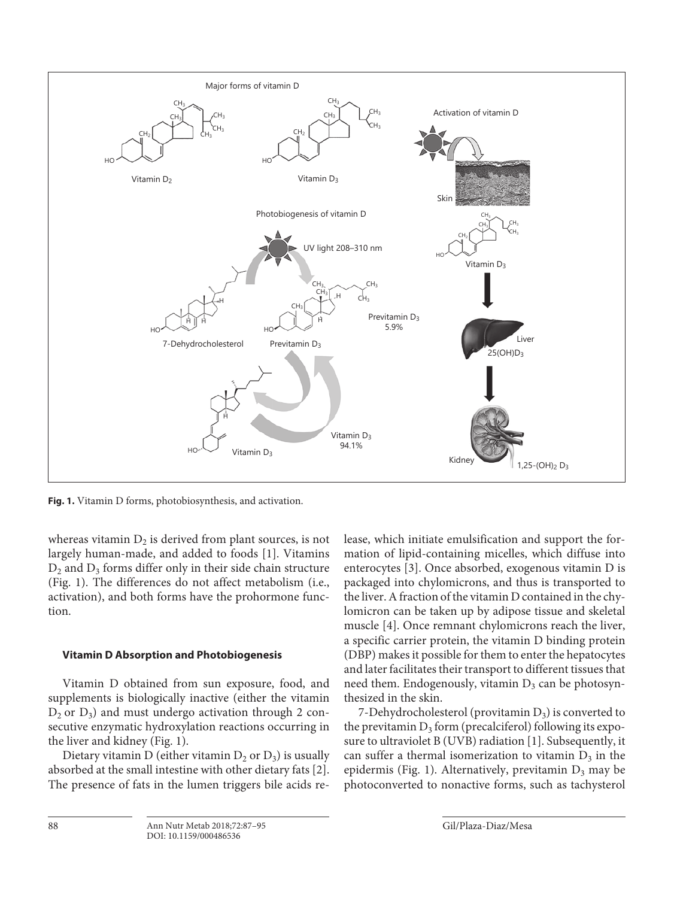**Fig. 1.** Vitamin D forms, photobiosynthesis, and activation.

whereas vitamin $D_2$ is derived from plant sources, is not largely human-made, and added to foods [1]. Vitamins $D_2$ and $D_3$ forms differ only in their side chain structure (Fig. 1). The differences do not affect metabolism (i.e., activation), and both forms have the prohormone function.

### Vitamin D Absorption and Photobiogenesis

Vitamin D obtained from sun exposure, food, and supplements is biologically inactive (either the vitamin $D_2$ or $D_3$) and must undergo activation through 2 consecutive enzymatic hydroxylation reactions occurring in the liver and kidney (Fig. 1).

Dietary vitamin D (either vitamin $D_2$ or $D_3$) is usually absorbed at the small intestine with other dietary fats [2]. The presence of fats in the lumen triggers bile acids release, which initiate emulsification and support the formation of lipid-containing micelles, which diffuse into enterocytes [3]. Once absorbed, exogenous vitamin D is packaged into chylomicrons, and thus is transported to the liver. A fraction of the vitamin D contained in the chylomicron can be taken up by adipose tissue and skeletal muscle [4]. Once remnant chylomicrons reach the liver, a specific carrier protein, the vitamin D binding protein (DBP) makes it possible for them to enter the hepatocytes and later facilitates their transport to different tissues that need them. Endogenously, vitamin $D_3$ can be photosynthesized in the skin.

7-Dehydrocholesterol (provitamin $D_3$) is converted to the previtamin $D_3$ form (precalciferol) following its exposure to ultraviolet B (UVB) radiation [1]. Subsequently, it can suffer a thermal isomerization to vitamin $D_3$ in the epidermis (Fig. 1). Alternatively, previtamin $D_3$ may be photoconverted to nonactive forms, such as tachysterol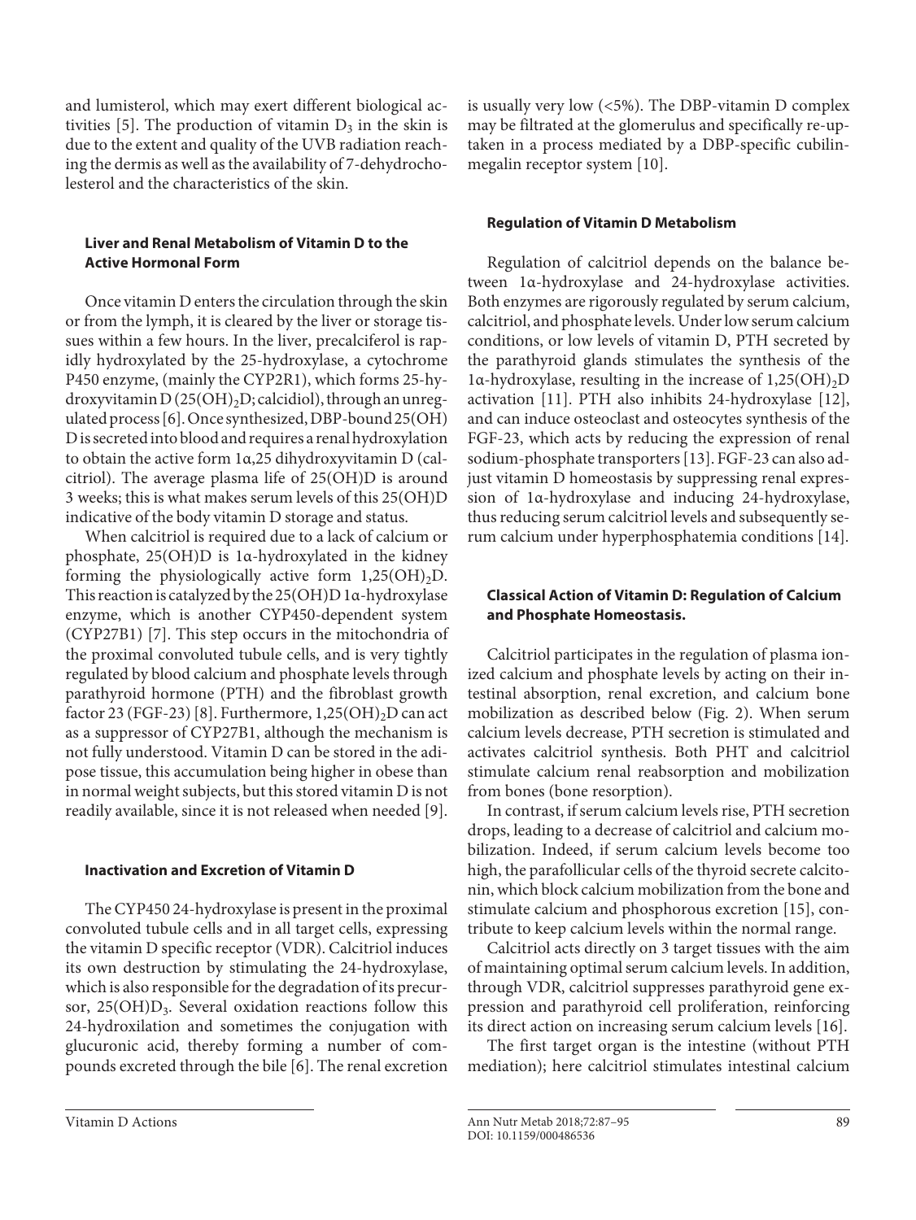and lumisterol, which may exert different biological activities [5]. The production of vitamin $D_3$ in the skin is due to the extent and quality of the UVB radiation reaching the dermis as well as the availability of 7-dehydrocholesterol and the characteristics of the skin.

### Liver and Renal Metabolism of Vitamin D to the Active Hormonal Form

Once vitamin D enters the circulation through the skin or from the lymph, it is cleared by the liver or storage tissues within a few hours. In the liver, precalciferol is rapidly hydroxylated by the 25-hydroxylase, a cytochrome P450 enzyme, (mainly the CYP2R1), which forms 25-hydroxyvitamin D ($25(OH)_2D$; calcidiol), through an unregulated process [6]. Once synthesized, DBP-bound 25(OH) D is secreted into blood and requires a renal hydroxylation to obtain the active form 1α,25 dihydroxyvitamin D (calcitriol). The average plasma life of 25(OH)D is around 3 weeks; this is what makes serum levels of this 25(OH)D indicative of the body vitamin D storage and status.

When calcitriol is required due to a lack of calcium or phosphate, 25(OH)D is 1α-hydroxylated in the kidney forming the physiologically active form $1,25(OH)_2D$. This reaction is catalyzed by the 25(OH)D 1α-hydroxylase enzyme, which is another CYP450-dependent system (CYP27B1) [7]. This step occurs in the mitochondria of the proximal convoluted tubule cells, and is very tightly regulated by blood calcium and phosphate levels through parathyroid hormone (PTH) and the fibroblast growth factor 23 (FGF-23) [8]. Furthermore, $1,25(OH)_2D$ can act as a suppressor of CYP27B1, although the mechanism is not fully understood. Vitamin D can be stored in the adipose tissue, this accumulation being higher in obese than in normal weight subjects, but this stored vitamin D is not readily available, since it is not released when needed [9].

### Inactivation and Excretion of Vitamin D

The CYP450 24-hydroxylase is present in the proximal convoluted tubule cells and in all target cells, expressing the vitamin D specific receptor (VDR). Calcitriol induces its own destruction by stimulating the 24-hydroxylase, which is also responsible for the degradation of its precursor, $25(OH)D_3$. Several oxidation reactions follow this 24-hydroxilation and sometimes the conjugation with glucuronic acid, thereby forming a number of compounds excreted through the bile [6]. The renal excretion is usually very low (<5%). The DBP-vitamin D complex may be filtrated at the glomerulus and specifically re-uptaken in a process mediated by a DBP-specific cubilin-megalin receptor system [10].

### Regulation of Vitamin D Metabolism

Regulation of calcitriol depends on the balance between 1α-hydroxylase and 24-hydroxylase activities. Both enzymes are rigorously regulated by serum calcium, calcitriol, and phosphate levels. Under low serum calcium conditions, or low levels of vitamin D, PTH secreted by the parathyroid glands stimulates the synthesis of the 1α-hydroxylase, resulting in the increase of $1,25(OH)_2D$ activation [11]. PTH also inhibits 24-hydroxylase [12], and can induce osteoclast and osteocytes synthesis of the FGF-23, which acts by reducing the expression of renal sodium-phosphate transporters [13]. FGF-23 can also adjust vitamin D homeostasis by suppressing renal expression of 1α-hydroxylase and inducing 24-hydroxylase, thus reducing serum calcitriol levels and subsequently serum calcium under hyperphosphatemia conditions [14].

### Classical Action of Vitamin D: Regulation of Calcium and Phosphate Homeostasis.

Calcitriol participates in the regulation of plasma ionized calcium and phosphate levels by acting on their intestinal absorption, renal excretion, and calcium bone mobilization as described below (Fig. 2). When serum calcium levels decrease, PTH secretion is stimulated and activates calcitriol synthesis. Both PHT and calcitriol stimulate calcium renal reabsorption and mobilization from bones (bone resorption).

In contrast, if serum calcium levels rise, PTH secretion drops, leading to a decrease of calcitriol and calcium mobilization. Indeed, if serum calcium levels become too high, the parafollicular cells of the thyroid secrete calcitonin, which block calcium mobilization from the bone and stimulate calcium and phosphorous excretion [15], contribute to keep calcium levels within the normal range.

Calcitriol acts directly on 3 target tissues with the aim of maintaining optimal serum calcium levels. In addition, through VDR, calcitriol suppresses parathyroid gene expression and parathyroid cell proliferation, reinforcing its direct action on increasing serum calcium levels [16].

The first target organ is the intestine (without PTH mediation); here calcitriol stimulates intestinal calcium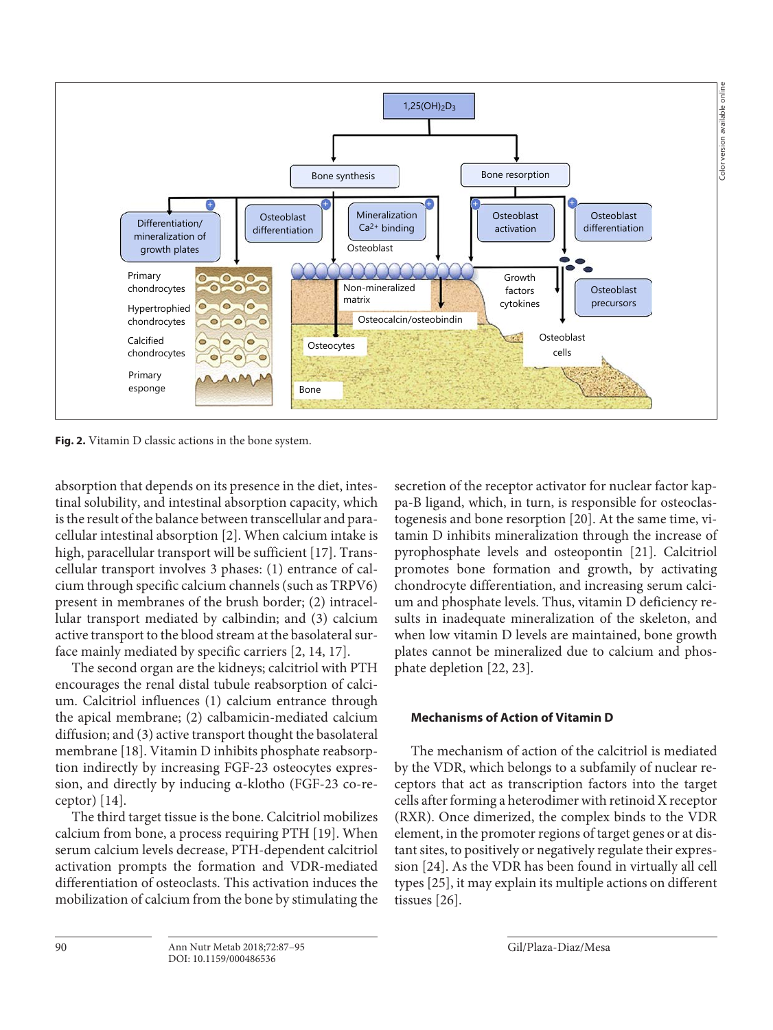Fig. 2. Vitamin D classic actions in the bone system.

absorption that depends on its presence in the diet, intestinal solubility, and intestinal absorption capacity, which is the result of the balance between transcellular and paracellular intestinal absorption [2]. When calcium intake is high, paracellular transport will be sufficient [17]. Transcellular transport involves 3 phases: (1) entrance of calcium through specific calcium channels (such as TRPV6) present in membranes of the brush border; (2) intracellular transport mediated by calbindin; and (3) calcium active transport to the blood stream at the basolateral surface mainly mediated by specific carriers [2, 14, 17].

The second organ are the kidneys; calcitriol with PTH encourages the renal distal tubule reabsorption of calcium. Calcitriol influences (1) calcium entrance through the apical membrane; (2) calbamicin-mediated calcium diffusion; and (3) active transport thought the basolateral membrane [18]. Vitamin D inhibits phosphate reabsorption indirectly by increasing FGF-23 osteocytes expression, and directly by inducing α-klotho (FGF-23 co-receptor) [14].

The third target tissue is the bone. Calcitriol mobilizes calcium from bone, a process requiring PTH [19]. When serum calcium levels decrease, PTH-dependent calcitriol activation prompts the formation and VDR-mediated differentiation of osteoclasts. This activation induces the mobilization of calcium from the bone by stimulating the secretion of the receptor activator for nuclear factor kappa-B ligand, which, in turn, is responsible for osteoclastogenesis and bone resorption [20]. At the same time, vitamin D inhibits mineralization through the increase of pyrophosphate levels and osteopontin [21]. Calcitriol promotes bone formation and growth, by activating chondrocyte differentiation, and increasing serum calcium and phosphate levels. Thus, vitamin D deficiency results in inadequate mineralization of the skeleton, and when low vitamin D levels are maintained, bone growth plates cannot be mineralized due to calcium and phosphate depletion [22, 23].

## Mechanisms of Action of Vitamin D

The mechanism of action of the calcitriol is mediated by the VDR, which belongs to a subfamily of nuclear receptors that act as transcription factors into the target cells after forming a heterodimer with retinoid X receptor (RXR). Once dimerized, the complex binds to the VDR element, in the promoter regions of target genes or at distant sites, to positively or negatively regulate their expression [24]. As the VDR has been found in virtually all cell types [25], it may explain its multiple actions on different tissues [26].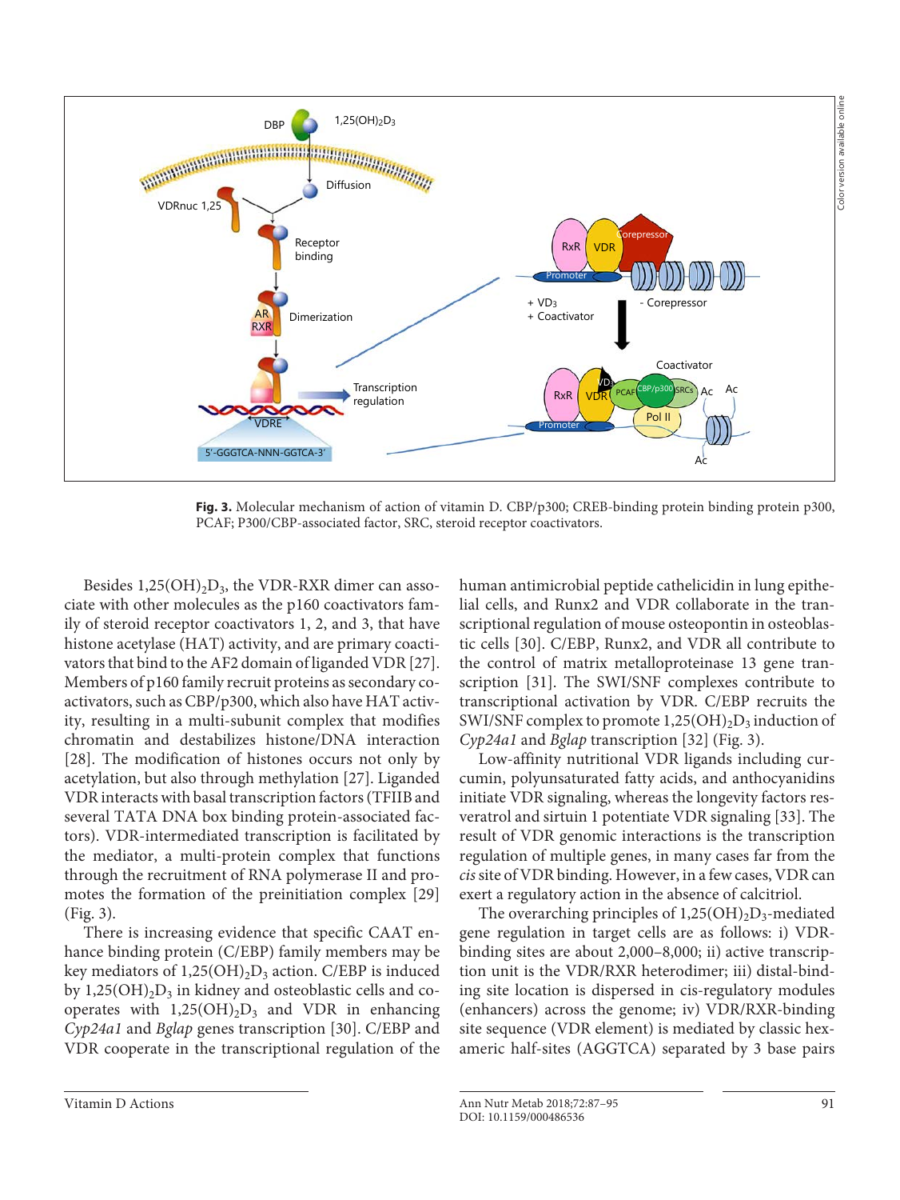Fig. 3. Molecular mechanism of action of vitamin D. CBP/p300; CREB-binding protein binding protein p300, PCAF; P300/CBP-associated factor, SRC, steroid receptor coactivators.

Besides $1,25(OH)_2D_3$, the VDR-RXR dimer can associate with other molecules as the p160 coactivators family of steroid receptor coactivators 1, 2, and 3, that have histone acetylase (HAT) activity, and are primary coactivators that bind to the AF2 domain of liganded VDR [27]. Members of p160 family recruit proteins as secondary coactivators, such as CBP/p300, which also have HAT activity, resulting in a multi-subunit complex that modifies chromatin and destabilizes histone/DNA interaction [28]. The modification of histones occurs not only by acetylation, but also through methylation [27]. Liganded VDR interacts with basal transcription factors (TFIIB and several TATA DNA box binding protein-associated factors). VDR-intermediated transcription is facilitated by the mediator, a multi-protein complex that functions through the recruitment of RNA polymerase II and promotes the formation of the preinitiation complex [29] (Fig. 3).

There is increasing evidence that specific CAAT enhance binding protein (C/EBP) family members may be key mediators of $1,25(OH)_2D_3$ action. C/EBP is induced by $1,25(OH)_2D_3$ in kidney and osteoblastic cells and cooperates with $1,25(OH)_2D_3$ and VDR in enhancing *Cyp24a1* and *Bglap* genes transcription [30]. C/EBP and VDR cooperate in the transcriptional regulation of the human antimicrobial peptide cathelicidin in lung epithelial cells, and Runx2 and VDR collaborate in the transcriptional regulation of mouse osteopontin in osteoblastic cells [30]. C/EBP, Runx2, and VDR all contribute to the control of matrix metalloproteinase 13 gene transcription [31]. The SWI/SNF complexes contribute to transcriptional activation by VDR. C/EBP recruits the SWI/SNF complex to promote $1,25(OH)_2D_3$ induction of *Cyp24a1* and *Bglap* transcription [32] (Fig. 3).

Low-affinity nutritional VDR ligands including curcumin, polyunsaturated fatty acids, and anthocyanidins initiate VDR signaling, whereas the longevity factors resveratrol and sirtuin 1 potentiate VDR signaling [33]. The result of VDR genomic interactions is the transcription regulation of multiple genes, in many cases far from the *cis* site of VDR binding. However, in a few cases, VDR can exert a regulatory action in the absence of calcitriol.

The overarching principles of $1,25(OH)_2D_3$-mediated gene regulation in target cells are as follows: i) VDR-binding sites are about 2,000–8,000; ii) active transcription unit is the VDR/RXR heterodimer; iii) distal-binding site location is dispersed in cis-regulatory modules (enhancers) across the genome; iv) VDR/RXR-binding site sequence (VDR element) is mediated by classic hexameric half-sites (AGGTCA) separated by 3 base pairs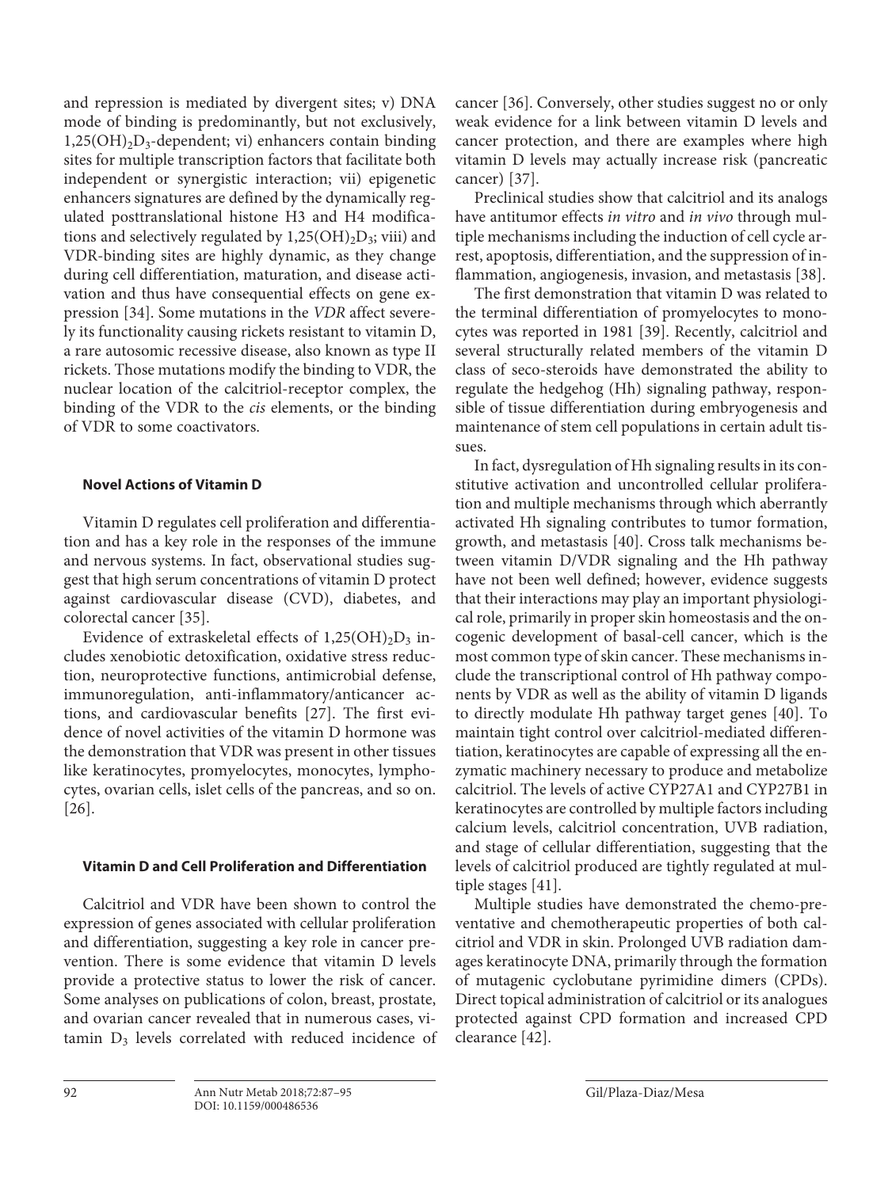and repression is mediated by divergent sites; v) DNA mode of binding is predominantly, but not exclusively, $1{,}25(OH)_2D_3$-dependent; vi) enhancers contain binding sites for multiple transcription factors that facilitate both independent or synergistic interaction; vii) epigenetic enhancers signatures are defined by the dynamically regulated posttranslational histone H3 and H4 modifications and selectively regulated by $1{,}25(OH)_2D_3$; viii) and VDR-binding sites are highly dynamic, as they change during cell differentiation, maturation, and disease activation and thus have consequential effects on gene expression [34]. Some mutations in the *VDR* affect severely its functionality causing rickets resistant to vitamin D, a rare autosomic recessive disease, also known as type II rickets. Those mutations modify the binding to VDR, the nuclear location of the calcitriol-receptor complex, the binding of the VDR to the *cis* elements, or the binding of VDR to some coactivators.

### Novel Actions of Vitamin D

Vitamin D regulates cell proliferation and differentiation and has a key role in the responses of the immune and nervous systems. In fact, observational studies suggest that high serum concentrations of vitamin D protect against cardiovascular disease (CVD), diabetes, and colorectal cancer [35].

Evidence of extraskeletal effects of $1{,}25(OH)_2D_3$ includes xenobiotic detoxification, oxidative stress reduction, neuroprotective functions, antimicrobial defense, immunoregulation, anti-inflammatory/anticancer actions, and cardiovascular benefits [27]. The first evidence of novel activities of the vitamin D hormone was the demonstration that VDR was present in other tissues like keratinocytes, promyelocytes, monocytes, lymphocytes, ovarian cells, islet cells of the pancreas, and so on. [26].

### Vitamin D and Cell Proliferation and Differentiation

Calcitriol and VDR have been shown to control the expression of genes associated with cellular proliferation and differentiation, suggesting a key role in cancer prevention. There is some evidence that vitamin D levels provide a protective status to lower the risk of cancer. Some analyses on publications of colon, breast, prostate, and ovarian cancer revealed that in numerous cases, vitamin $D_3$ levels correlated with reduced incidence of cancer [36]. Conversely, other studies suggest no or only weak evidence for a link between vitamin D levels and cancer protection, and there are examples where high vitamin D levels may actually increase risk (pancreatic cancer) [37].

Preclinical studies show that calcitriol and its analogs have antitumor effects *in vitro* and *in vivo* through multiple mechanisms including the induction of cell cycle arrest, apoptosis, differentiation, and the suppression of inflammation, angiogenesis, invasion, and metastasis [38].

The first demonstration that vitamin D was related to the terminal differentiation of promyelocytes to monocytes was reported in 1981 [39]. Recently, calcitriol and several structurally related members of the vitamin D class of seco-steroids have demonstrated the ability to regulate the hedgehog (Hh) signaling pathway, responsible of tissue differentiation during embryogenesis and maintenance of stem cell populations in certain adult tissues.

In fact, dysregulation of Hh signaling results in its constitutive activation and uncontrolled cellular proliferation and multiple mechanisms through which aberrantly activated Hh signaling contributes to tumor formation, growth, and metastasis [40]. Cross talk mechanisms between vitamin D/VDR signaling and the Hh pathway have not been well defined; however, evidence suggests that their interactions may play an important physiological role, primarily in proper skin homeostasis and the oncogenic development of basal-cell cancer, which is the most common type of skin cancer. These mechanisms include the transcriptional control of Hh pathway components by VDR as well as the ability of vitamin D ligands to directly modulate Hh pathway target genes [40]. To maintain tight control over calcitriol-mediated differentiation, keratinocytes are capable of expressing all the enzymatic machinery necessary to produce and metabolize calcitriol. The levels of active CYP27A1 and CYP27B1 in keratinocytes are controlled by multiple factors including calcium levels, calcitriol concentration, UVB radiation, and stage of cellular differentiation, suggesting that the levels of calcitriol produced are tightly regulated at multiple stages [41].

Multiple studies have demonstrated the chemo-preventative and chemotherapeutic properties of both calcitriol and VDR in skin. Prolonged UVB radiation damages keratinocyte DNA, primarily through the formation of mutagenic cyclobutane pyrimidine dimers (CPDs). Direct topical administration of calcitriol or its analogues protected against CPD formation and increased CPD clearance [42].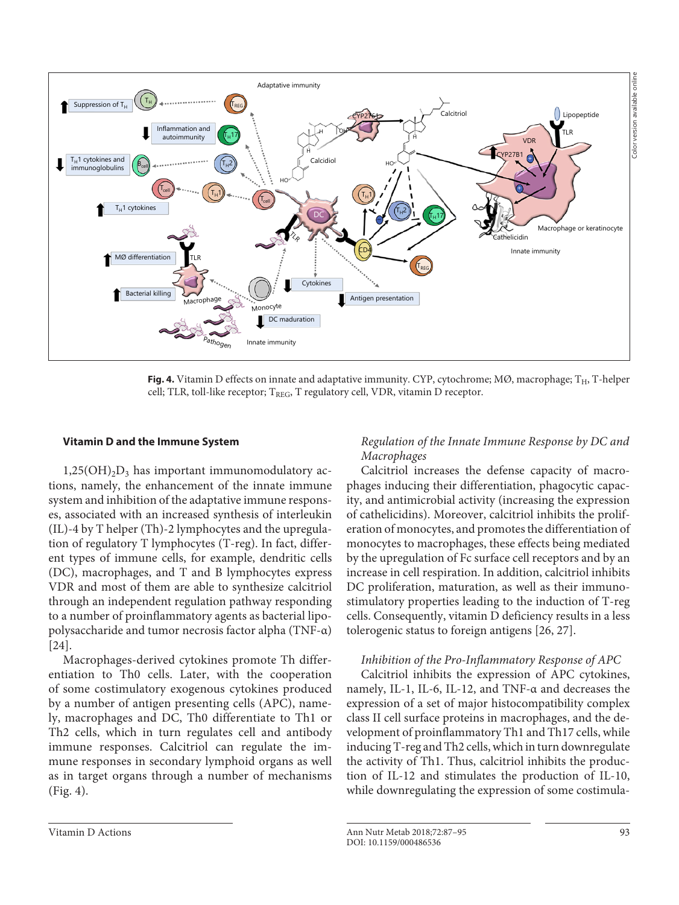**Fig. 4.** Vitamin D effects on innate and adaptative immunity. CYP, cytochrome; MØ, macrophage; $T_H$, T-helper cell; TLR, toll-like receptor; $T_{REG}$, T regulatory cell, VDR, vitamin D receptor.

## Vitamin D and the Immune System

$1,25(OH)_2D_3$ has important immunomodulatory actions, namely, the enhancement of the innate immune system and inhibition of the adaptative immune responses, associated with an increased synthesis of interleukin (IL)-4 by T helper (Th)-2 lymphocytes and the upregulation of regulatory T lymphocytes (T-reg). In fact, different types of immune cells, for example, dendritic cells (DC), macrophages, and T and B lymphocytes express VDR and most of them are able to synthesize calcitriol through an independent regulation pathway responding to a number of proinflammatory agents as bacterial lipopolysaccharide and tumor necrosis factor alpha (TNF-α) [24].

Macrophages-derived cytokines promote Th differentiation to Th0 cells. Later, with the cooperation of some costimulatory exogenous cytokines produced by a number of antigen presenting cells (APC), namely, macrophages and DC, Th0 differentiate to Th1 or Th2 cells, which in turn regulates cell and antibody immune responses. Calcitriol can regulate the immune responses in secondary lymphoid organs as well as in target organs through a number of mechanisms (Fig. 4).

### *Regulation of the Innate Immune Response by DC and Macrophages*

Calcitriol increases the defense capacity of macrophages inducing their differentiation, phagocytic capacity, and antimicrobial activity (increasing the expression of cathelicidins). Moreover, calcitriol inhibits the proliferation of monocytes, and promotes the differentiation of monocytes to macrophages, these effects being mediated by the upregulation of Fc surface cell receptors and by an increase in cell respiration. In addition, calcitriol inhibits DC proliferation, maturation, as well as their immunostimulatory properties leading to the induction of T-reg cells. Consequently, vitamin D deficiency results in a less tolerogenic status to foreign antigens [26, 27].

### *Inhibition of the Pro-Inflammatory Response of APC*

Calcitriol inhibits the expression of APC cytokines, namely, IL-1, IL-6, IL-12, and TNF-α and decreases the expression of a set of major histocompatibility complex class II cell surface proteins in macrophages, and the development of proinflammatory Th1 and Th17 cells, while inducing T-reg and Th2 cells, which in turn downregulate the activity of Th1. Thus, calcitriol inhibits the production of IL-12 and stimulates the production of IL-10, while downregulating the expression of some costimula-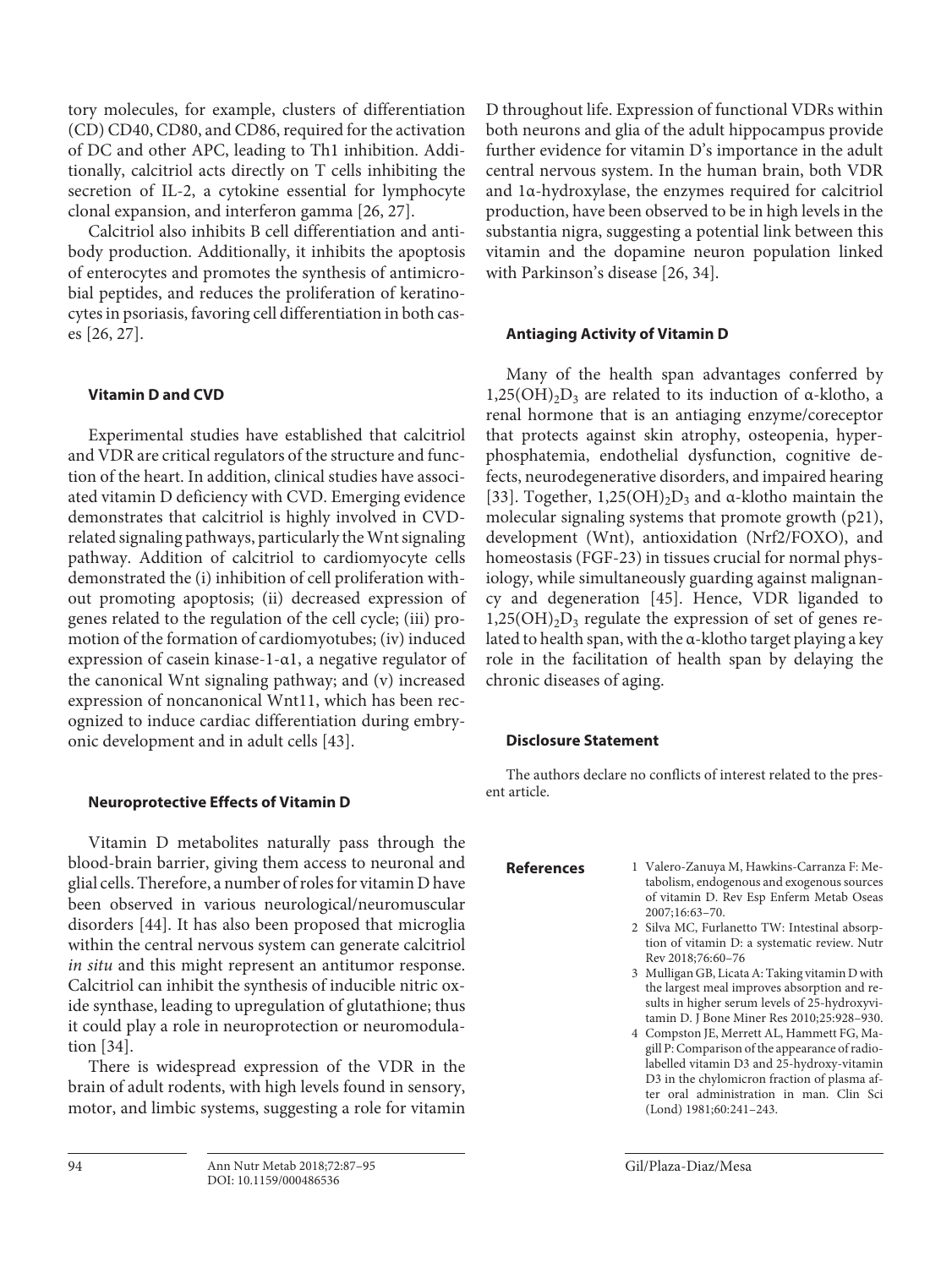tory molecules, for example, clusters of differentiation (CD) CD40, CD80, and CD86, required for the activation of DC and other APC, leading to Th1 inhibition. Additionally, calcitriol acts directly on T cells inhibiting the secretion of IL-2, a cytokine essential for lymphocyte clonal expansion, and interferon gamma [26, 27].

Calcitriol also inhibits B cell differentiation and antibody production. Additionally, it inhibits the apoptosis of enterocytes and promotes the synthesis of antimicrobial peptides, and reduces the proliferation of keratinocytes in psoriasis, favoring cell differentiation in both cases [26, 27].

#### Vitamin D and CVD

Experimental studies have established that calcitriol and VDR are critical regulators of the structure and function of the heart. In addition, clinical studies have associated vitamin D deficiency with CVD. Emerging evidence demonstrates that calcitriol is highly involved in CVD-related signaling pathways, particularly the Wnt signaling pathway. Addition of calcitriol to cardiomyocyte cells demonstrated the (i) inhibition of cell proliferation without promoting apoptosis; (ii) decreased expression of genes related to the regulation of the cell cycle; (iii) promotion of the formation of cardiomyotubes; (iv) induced expression of casein kinase-1-α1, a negative regulator of the canonical Wnt signaling pathway; and (v) increased expression of noncanonical Wnt11, which has been recognized to induce cardiac differentiation during embryonic development and in adult cells [43].

#### Neuroprotective Effects of Vitamin D

Vitamin D metabolites naturally pass through the blood-brain barrier, giving them access to neuronal and glial cells. Therefore, a number of roles for vitamin D have been observed in various neurological/neuromuscular disorders [44]. It has also been proposed that microglia within the central nervous system can generate calcitriol *in situ* and this might represent an antitumor response. Calcitriol can inhibit the synthesis of inducible nitric oxide synthase, leading to upregulation of glutathione; thus it could play a role in neuroprotection or neuromodulation [34].

There is widespread expression of the VDR in the brain of adult rodents, with high levels found in sensory, motor, and limbic systems, suggesting a role for vitamin D throughout life. Expression of functional VDRs within both neurons and glia of the adult hippocampus provide further evidence for vitamin D's importance in the adult central nervous system. In the human brain, both VDR and 1α-hydroxylase, the enzymes required for calcitriol production, have been observed to be in high levels in the substantia nigra, suggesting a potential link between this vitamin and the dopamine neuron population linked with Parkinson's disease [26, 34].

#### Antiaging Activity of Vitamin D

Many of the health span advantages conferred by $1,25(OH)_2D_3$ are related to its induction of α-klotho, a renal hormone that is an antiaging enzyme/coreceptor that protects against skin atrophy, osteopenia, hyperphosphatemia, endothelial dysfunction, cognitive defects, neurodegenerative disorders, and impaired hearing [33]. Together, $1,25(OH)_2D_3$ and α-klotho maintain the molecular signaling systems that promote growth (p21), development (Wnt), antioxidation (Nrf2/FOXO), and homeostasis (FGF-23) in tissues crucial for normal physiology, while simultaneously guarding against malignancy and degeneration [45]. Hence, VDR liganded to $1,25(OH)_2D_3$ regulate the expression of set of genes related to health span, with the α-klotho target playing a key role in the facilitation of health span by delaying the chronic diseases of aging.

#### Disclosure Statement

The authors declare no conflicts of interest related to the present article.

#### References

1 Valero-Zanuya M, Hawkins-Carranza F: Metabolism, endogenous and exogenous sources of vitamin D. Rev Esp Enferm Metab Oseas 2007;16:63–70.
2 Silva MC, Furlanetto TW: Intestinal absorption of vitamin D: a systematic review. Nutr Rev 2018;76:60–76
3 Mulligan GB, Licata A: Taking vitamin D with the largest meal improves absorption and results in higher serum levels of 25-hydroxyvitamin D. J Bone Miner Res 2010;25:928–930.
4 Compston JE, Merrett AL, Hammett FG, Magill P: Comparison of the appearance of radiolabelled vitamin D3 and 25-hydroxy-vitamin D3 in the chylomicron fraction of plasma after oral administration in man. Clin Sci (Lond) 1981;60:241–243.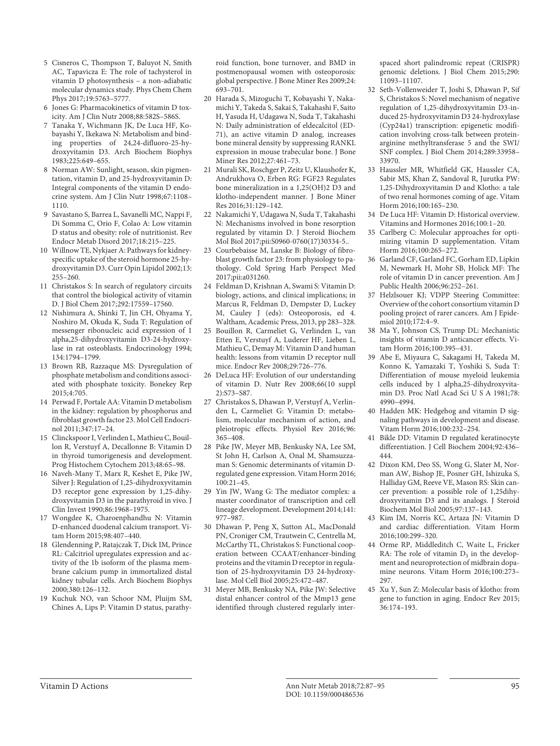5 Cisneros C, Thompson T, Baluyot N, Smith AC, Tapavicza E: The role of tachysterol in vitamin D photosynthesis – a non-adiabatic molecular dynamics study. Phys Chem Chem Phys 2017;19:5763–5777.

6 Jones G: Pharmacokinetics of vitamin D toxicity. Am J Clin Nutr 2008;88:582S–586S.

7 Tanaka Y, Wichmann JK, De Luca HF, Kobayashi Y, Ikekawa N: Metabolism and binding properties of 24,24-difluoro-25-hydroxyvitamin D3. Arch Biochem Biophys 1983;225:649–655.

8 Norman AW: Sunlight, season, skin pigmentation, vitamin D, and 25-hydroxyvitamin D: Integral components of the vitamin D endocrine system. Am J Clin Nutr 1998;67:1108–1110.

9 Savastano S, Barrea L, Savanelli MC, Nappi F, Di Somma C, Orio F, Colao A: Low vitamin D status and obesity: role of nutritionist. Rev Endocr Metab Disord 2017;18:215–225.

10 Willnow TE, Nykjaer A: Pathways for kidney-specific uptake of the steroid hormone 25-hydroxyvitamin D3. Curr Opin Lipidol 2002;13: 255–260.

11 Christakos S: In search of regulatory circuits that control the biological activity of vitamin D. J Biol Chem 2017;292:17559–17560.

12 Nishimura A, Shinki T, Jin CH, Ohyama Y, Noshiro M, Okuda K, Suda T: Regulation of messenger ribonucleic acid expression of 1 alpha,25-dihydroxyvitamin D3-24-hydroxylase in rat osteoblasts. Endocrinology 1994; 134:1794–1799.

13 Brown RB, Razzaque MS: Dysregulation of phosphate metabolism and conditions associated with phosphate toxicity. Bonekey Rep 2015;4:705.

14 Perwad F, Portale AA: Vitamin D metabolism in the kidney: regulation by phosphorus and fibroblast growth factor 23. Mol Cell Endocrinol 2011;347:17–24.

15 Clinckspoor I, Verlinden L, Mathieu C, Bouillon R, Verstuyf A, Decallonne B: Vitamin D in thyroid tumorigenesis and development. Prog Histochem Cytochem 2013;48:65–98.

16 Naveh-Many T, Marx R, Keshet E, Pike JW, Silver J: Regulation of 1,25-dihydroxyvitamin D3 receptor gene expression by 1,25-dihydroxyvitamin D3 in the parathyroid in vivo. J Clin Invest 1990;86:1968–1975.

17 Wongdee K, Charoenphandhu N: Vitamin D-enhanced duodenal calcium transport. Vitam Horm 2015;98:407–440.

18 Glendenning P, Ratajczak T, Dick IM, Prince RL: Calcitriol upregulates expression and activity of the 1b isoform of the plasma membrane calcium pump in immortalized distal kidney tubular cells. Arch Biochem Biophys 2000;380:126–132.

19 Kuchuk NO, van Schoor NM, Pluijm SM, Chines A, Lips P: Vitamin D status, parathyroid function, bone turnover, and BMD in postmenopausal women with osteoporosis: global perspective. J Bone Miner Res 2009;24: 693–701.

20 Harada S, Mizoguchi T, Kobayashi Y, Nakamichi Y, Takeda S, Sakai S, Takahashi F, Saito H, Yasuda H, Udagawa N, Suda T, Takahashi N: Daily administration of eldecalcitol (ED-71), an active vitamin D analog, increases bone mineral density by suppressing RANKL expression in mouse trabecular bone. J Bone Miner Res 2012;27:461–73.

21 Murali SK, Roschger P, Zeitz U, Klaushofer K, Andrukhova O, Erben RG: FGF23 Regulates bone mineralization in a 1,25(OH)2 D3 and klotho-independent manner. J Bone Miner Res 2016;31:129–142.

22 Nakamichi Y, Udagawa N, Suda T, Takahashi N: Mechanisms involved in bone resorption regulated by vitamin D. J Steroid Biochem Mol Biol 2017;pii:S0960-0760(17)30334-5..

23 Courbebaisse M, Lanske B: Biology of fibroblast growth factor 23: from physiology to pathology. Cold Spring Harb Perspect Med 2017;pii:a031260.

24 Feldman D, Krishnan A, Swami S: Vitamin D: biology, actions, and clinical implications; in Marcus R, Feldman D, Dempster D, Luckey M, Cauley J (eds): Osteoporosis, ed 4. Waltham, Academic Press, 2013, pp 283–328.

25 Bouillon R, Carmeliet G, Verlinden L, van Etten E, Verstuyf A, Luderer HF, Lieben L, Mathieu C, Demay M: Vitamin D and human health: lessons from vitamin D receptor null mice. Endocr Rev 2008;29:726–776.

26 DeLuca HF: Evolution of our understanding of vitamin D. Nutr Rev 2008;66(10 suppl 2):S73–S87.

27 Christakos S, Dhawan P, Verstuyf A, Verlinden L, Carmeliet G: Vitamin D: metabolism, molecular mechanism of action, and pleiotropic effects. Physiol Rev 2016;96: 365–408.

28 Pike JW, Meyer MB, Benkusky NA, Lee SM, St John H, Carlson A, Onal M, Shamsuzzaman S: Genomic determinants of vitamin D-regulated gene expression. Vitam Horm 2016; 100:21–45.

29 Yin JW, Wang G: The mediator complex: a master coordinator of transcription and cell lineage development. Development 2014;141: 977–987.

30 Dhawan P, Peng X, Sutton AL, MacDonald PN, Croniger CM, Trautwein C, Centrella M, McCarthy TL, Christakos S: Functional cooperation between CCAAT/enhancer-binding proteins and the vitamin D receptor in regulation of 25-hydroxyvitamin D3 24-hydroxylase. Mol Cell Biol 2005;25:472–487.

31 Meyer MB, Benkusky NA, Pike JW: Selective distal enhancer control of the Mmp13 gene identified through clustered regularly interspaced short palindromic repeat (CRISPR) genomic deletions. J Biol Chem 2015;290: 11093–11107.

32 Seth-Vollenweider T, Joshi S, Dhawan P, Sif S, Christakos S: Novel mechanism of negative regulation of 1,25-dihydroxyvitamin D3-induced 25-hydroxyvitamin D3 24-hydroxylase (Cyp24a1) transcription: epigenetic modification involving cross-talk between protein-arginine methyltransferase 5 and the SWI/SNF complex. J Biol Chem 2014;289:33958–33970.

33 Haussler MR, Whitfield GK, Haussler CA, Sabir MS, Khan Z, Sandoval R, Jurutka PW: 1,25-Dihydroxyvitamin D and Klotho: a tale of two renal hormones coming of age. Vitam Horm 2016;100:165–230.

34 De Luca HF: Vitamin D: Historical overview. Vitamins and Hormones 2016;100:1–20.

35 Carlberg C: Molecular approaches for optimizing vitamin D supplementation. Vitam Horm 2016;100:265–272.

36 Garland CF, Garland FC, Gorham ED, Lipkin M, Newmark H, Mohr SB, Holick MF: The role of vitamin D in cancer prevention. Am J Public Health 2006;96:252–261.

37 Helzlsouer KJ; VDPP Steering Committee: Overview of the cohort consortium vitamin D pooling project of rarer cancers. Am J Epidemiol 2010;172:4–9.

38 Ma Y, Johnson CS, Trump DL: Mechanistic insights of vitamin D anticancer effects. Vitam Horm 2016;100:395–431.

39 Abe E, Miyaura C, Sakagami H, Takeda M, Konno K, Yamazaki T, Yoshiki S, Suda T: Differentiation of mouse myeloid leukemia cells induced by 1 alpha,25-dihydroxyvitamin D3. Proc Natl Acad Sci U S A 1981;78: 4990–4994.

40 Hadden MK: Hedgehog and vitamin D signaling pathways in development and disease. Vitam Horm 2016;100:232–254.

41 Bikle DD: Vitamin D regulated keratinocyte differentiation. J Cell Biochem 2004;92:436–444.

42 Dixon KM, Deo SS, Wong G, Slater M, Norman AW, Bishop JE, Posner GH, Ishizuka S, Halliday GM, Reeve VE, Mason RS: Skin cancer prevention: a possible role of 1,25dihydroxyvitamin D3 and its analogs. J Steroid Biochem Mol Biol 2005;97:137–143.

43 Kim IM, Norris KC, Artaza JN: Vitamin D and cardiac differentiation. Vitam Horm 2016;100:299–320.

44 Orme RP, Middleditch C, Waite L, Fricker RA: The role of vitamin $D_3$ in the development and neuroprotection of midbrain dopamine neurons. Vitam Horm 2016;100:273–297.

45 Xu Y, Sun Z: Molecular basis of klotho: from gene to function in aging. Endocr Rev 2015; 36:174–193.